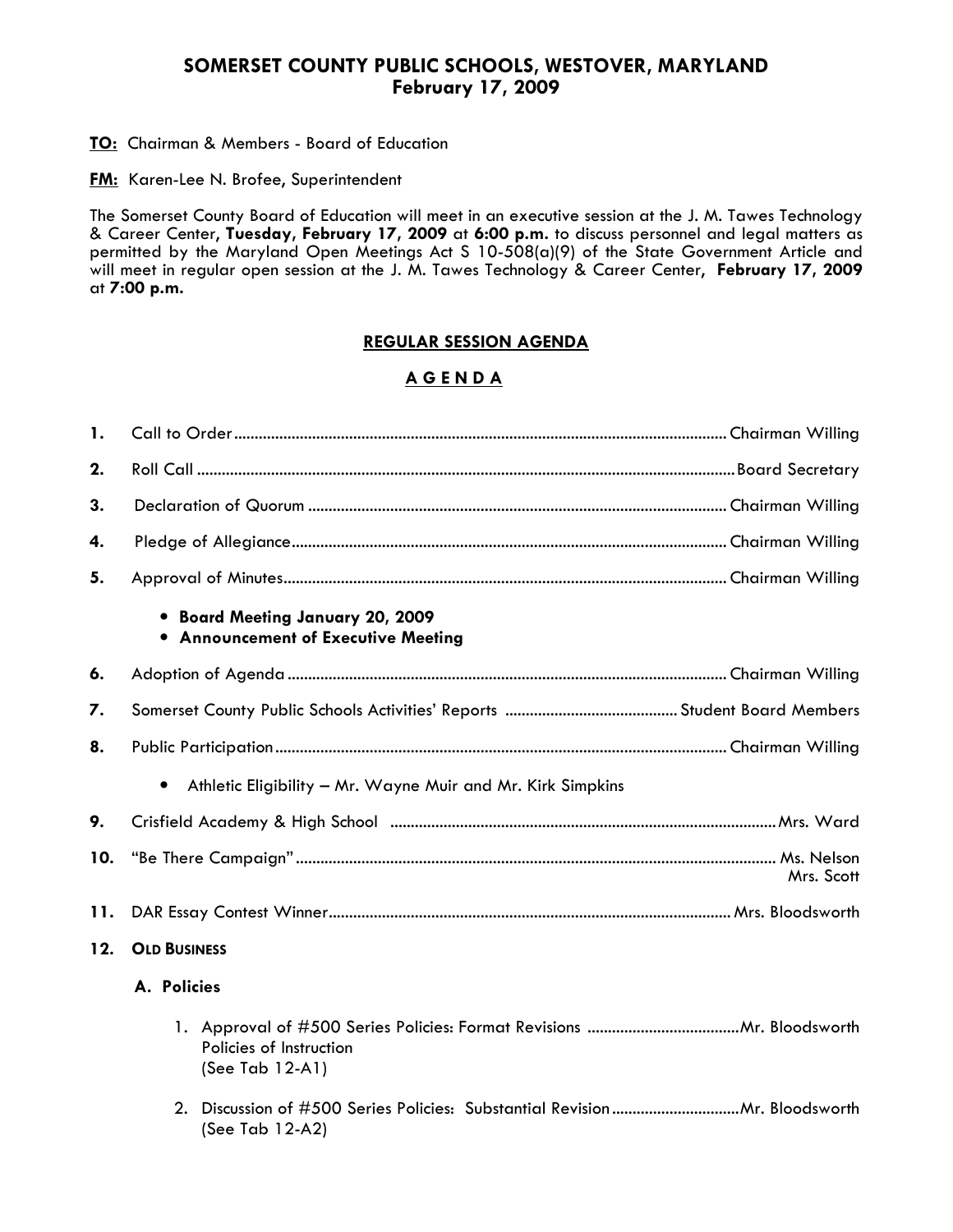# SOMERSET COUNTY PUBLIC SCHOOLS, WESTOVER, MARYLAND
## February 17, 2009

**TO:** Chairman & Members - Board of Education

**FM:** Karen-Lee N. Brofee, Superintendent

The Somerset County Board of Education will meet in an executive session at the J. M. Tawes Technology & Career Center, **Tuesday, February 17, 2009** at **6:00 p.m.** to discuss personnel and legal matters as permitted by the Maryland Open Meetings Act S 10-508(a)(9) of the State Government Article and will meet in regular open session at the J. M. Tawes Technology & Career Center, **February 17, 2009** at **7:00 p.m.**

## REGULAR SESSION AGENDA

## A G E N D A

1. Call to Order ........................................ Chairman Willing
2. Roll Call ........................................ Board Secretary
3. Declaration of Quorum ........................................ Chairman Willing
4. Pledge of Allegiance ........................................ Chairman Willing
5. Approval of Minutes ........................................ Chairman Willing
   - **Board Meeting January 20, 2009**
   - **Announcement of Executive Meeting**
6. Adoption of Agenda ........................................ Chairman Willing
7. Somerset County Public Schools Activities' Reports ........................................ Student Board Members
8. Public Participation ........................................ Chairman Willing
   - Athletic Eligibility – Mr. Wayne Muir and Mr. Kirk Simpkins
9. Crisfield Academy & High School ........................................ Mrs. Ward
10. "Be There Campaign" ........................................ Ms. Nelson, Mrs. Scott
11. DAR Essay Contest Winner ........................................ Mrs. Bloodsworth
12. **OLD BUSINESS**

    **A. Policies**

    1. Approval of #500 Series Policies: Format Revisions ........................................ Mr. Bloodsworth
       Policies of Instruction
       (See Tab 12-A1)
    2. Discussion of #500 Series Policies: Substantial Revision ........................................ Mr. Bloodsworth
       (See Tab 12-A2)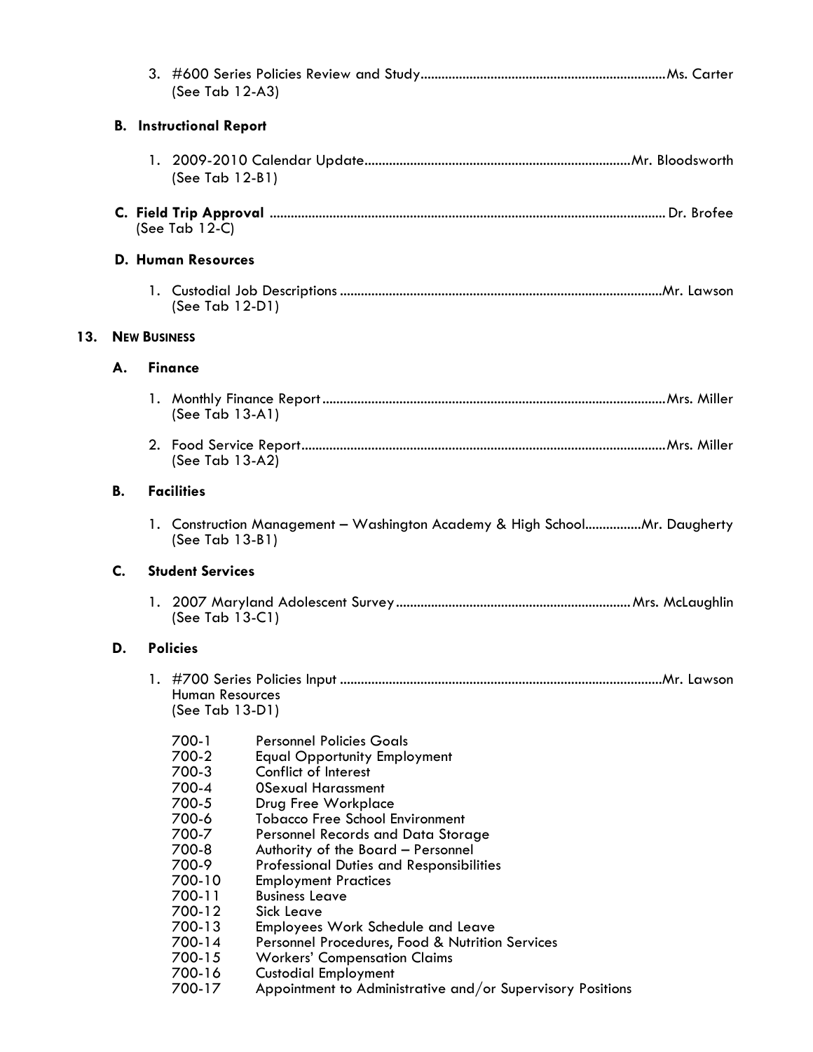3. #600 Series Policies Review and Study....................................................................Ms. Carter
   (See Tab 12-A3)

**B. Instructional Report**

1. 2009-2010 Calendar Update..........................................................................Mr. Bloodsworth
   (See Tab 12-B1)

**C. Field Trip Approval** ................................................................................................................ Dr. Brofee
(See Tab 12-C)

**D. Human Resources**

1. Custodial Job Descriptions ..........................................................................................Mr. Lawson
   (See Tab 12-D1)

## 13. New Business

### A. Finance

1. Monthly Finance Report ................................................................................................Mrs. Miller
   (See Tab 13-A1)

2. Food Service Report......................................................................................................Mrs. Miller
   (See Tab 13-A2)

### B. Facilities

1. Construction Management – Washington Academy & High School................Mr. Daugherty
   (See Tab 13-B1)

### C. Student Services

1. 2007 Maryland Adolescent Survey ................................................................. Mrs. McLaughlin
   (See Tab 13-C1)

### D. Policies

1. #700 Series Policies Input ..........................................................................................Mr. Lawson
   Human Resources
   (See Tab 13-D1)

   700-1 Personnel Policies Goals
   700-2 Equal Opportunity Employment
   700-3 Conflict of Interest
   700-4 0Sexual Harassment
   700-5 Drug Free Workplace
   700-6 Tobacco Free School Environment
   700-7 Personnel Records and Data Storage
   700-8 Authority of the Board – Personnel
   700-9 Professional Duties and Responsibilities
   700-10 Employment Practices
   700-11 Business Leave
   700-12 Sick Leave
   700-13 Employees Work Schedule and Leave
   700-14 Personnel Procedures, Food & Nutrition Services
   700-15 Workers' Compensation Claims
   700-16 Custodial Employment
   700-17 Appointment to Administrative and/or Supervisory Positions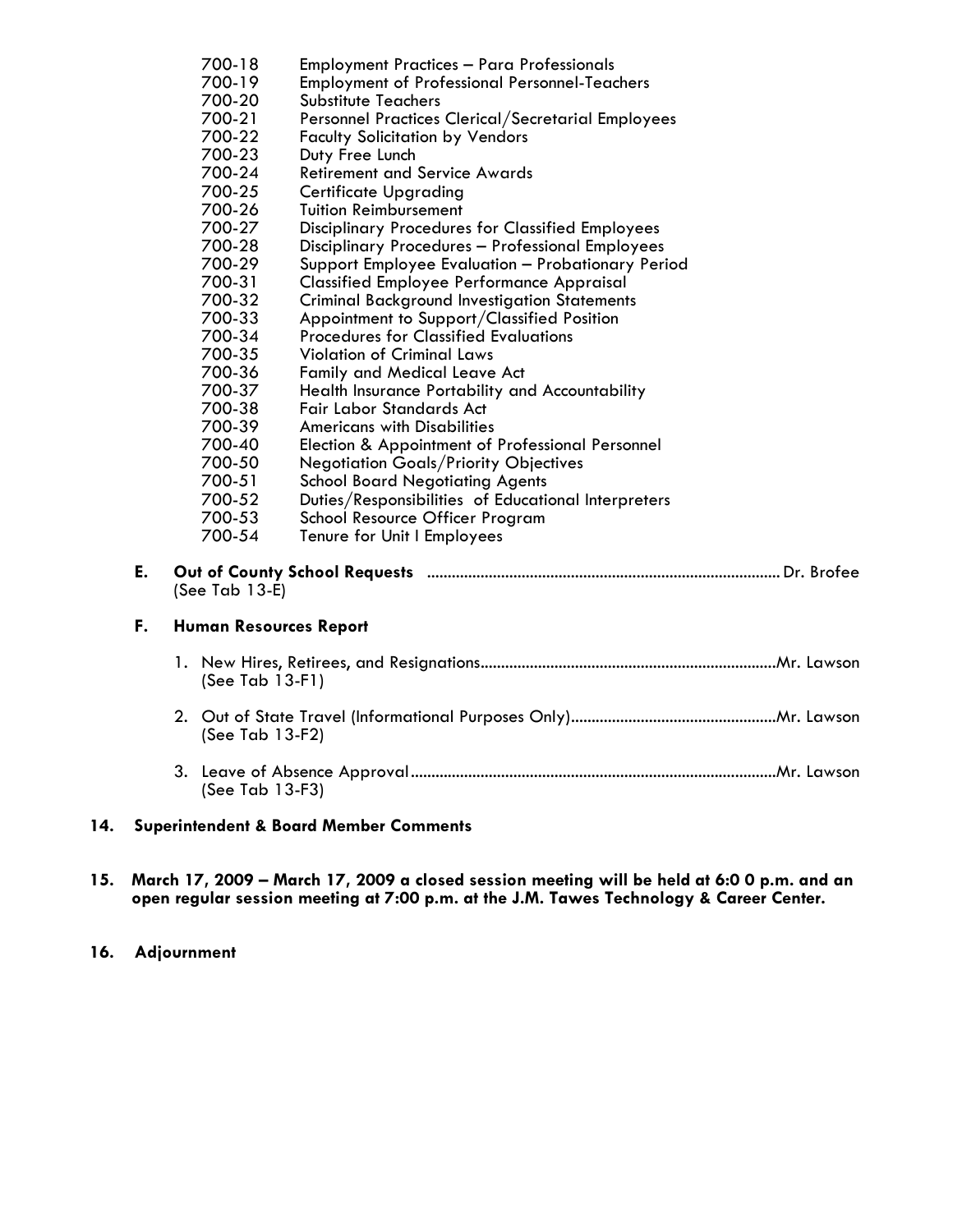700-18 Employment Practices – Para Professionals
700-19 Employment of Professional Personnel-Teachers
700-20 Substitute Teachers
700-21 Personnel Practices Clerical/Secretarial Employees
700-22 Faculty Solicitation by Vendors
700-23 Duty Free Lunch
700-24 Retirement and Service Awards
700-25 Certificate Upgrading
700-26 Tuition Reimbursement
700-27 Disciplinary Procedures for Classified Employees
700-28 Disciplinary Procedures – Professional Employees
700-29 Support Employee Evaluation – Probationary Period
700-31 Classified Employee Performance Appraisal
700-32 Criminal Background Investigation Statements
700-33 Appointment to Support/Classified Position
700-34 Procedures for Classified Evaluations
700-35 Violation of Criminal Laws
700-36 Family and Medical Leave Act
700-37 Health Insurance Portability and Accountability
700-38 Fair Labor Standards Act
700-39 Americans with Disabilities
700-40 Election & Appointment of Professional Personnel
700-50 Negotiation Goals/Priority Objectives
700-51 School Board Negotiating Agents
700-52 Duties/Responsibilities of Educational Interpreters
700-53 School Resource Officer Program
700-54 Tenure for Unit I Employees

**E. Out of County School Requests** ............................................................................. Dr. Brofee
(See Tab 13-E)

**F. Human Resources Report**

1. New Hires, Retirees, and Resignations........................................................................Mr. Lawson
(See Tab 13-F1)

2. Out of State Travel (Informational Purposes Only)..................................................Mr. Lawson
(See Tab 13-F2)

3. Leave of Absence Approval.........................................................................................Mr. Lawson
(See Tab 13-F3)

**14. Superintendent & Board Member Comments**

**15. March 17, 2009 – March 17, 2009 a closed session meeting will be held at 6:0 0 p.m. and an open regular session meeting at 7:00 p.m. at the J.M. Tawes Technology & Career Center.**

**16. Adjournment**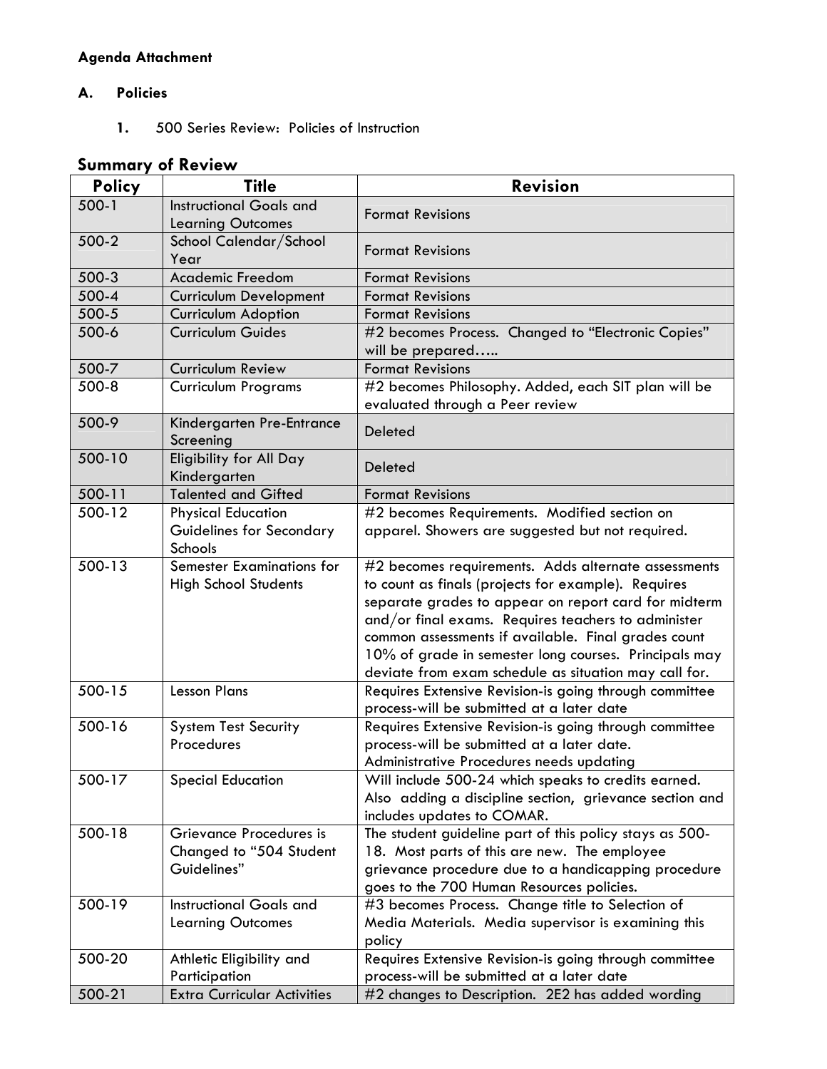**Agenda Attachment**

**A. Policies**

**1.** 500 Series Review: Policies of Instruction

## Summary of Review

| Policy | Title | Revision |
|---|---|---|
| 500-1 | Instructional Goals and Learning Outcomes | Format Revisions |
| 500-2 | School Calendar/School Year | Format Revisions |
| 500-3 | Academic Freedom | Format Revisions |
| 500-4 | Curriculum Development | Format Revisions |
| 500-5 | Curriculum Adoption | Format Revisions |
| 500-6 | Curriculum Guides | #2 becomes Process. Changed to "Electronic Copies" will be prepared….. |
| 500-7 | Curriculum Review | Format Revisions |
| 500-8 | Curriculum Programs | #2 becomes Philosophy. Added, each SIT plan will be evaluated through a Peer review |
| 500-9 | Kindergarten Pre-Entrance Screening | Deleted |
| 500-10 | Eligibility for All Day Kindergarten | Deleted |
| 500-11 | Talented and Gifted | Format Revisions |
| 500-12 | Physical Education Guidelines for Secondary Schools | #2 becomes Requirements. Modified section on apparel. Showers are suggested but not required. |
| 500-13 | Semester Examinations for High School Students | #2 becomes requirements. Adds alternate assessments to count as finals (projects for example). Requires separate grades to appear on report card for midterm and/or final exams. Requires teachers to administer common assessments if available. Final grades count 10% of grade in semester long courses. Principals may deviate from exam schedule as situation may call for. |
| 500-15 | Lesson Plans | Requires Extensive Revision-is going through committee process-will be submitted at a later date |
| 500-16 | System Test Security Procedures | Requires Extensive Revision-is going through committee process-will be submitted at a later date. Administrative Procedures needs updating |
| 500-17 | Special Education | Will include 500-24 which speaks to credits earned. Also adding a discipline section, grievance section and includes updates to COMAR. |
| 500-18 | Grievance Procedures is Changed to "504 Student Guidelines" | The student guideline part of this policy stays as 500-18. Most parts of this are new. The employee grievance procedure due to a handicapping procedure goes to the 700 Human Resources policies. |
| 500-19 | Instructional Goals and Learning Outcomes | #3 becomes Process. Change title to Selection of Media Materials. Media supervisor is examining this policy |
| 500-20 | Athletic Eligibility and Participation | Requires Extensive Revision-is going through committee process-will be submitted at a later date |
| 500-21 | Extra Curricular Activities | #2 changes to Description. 2E2 has added wording |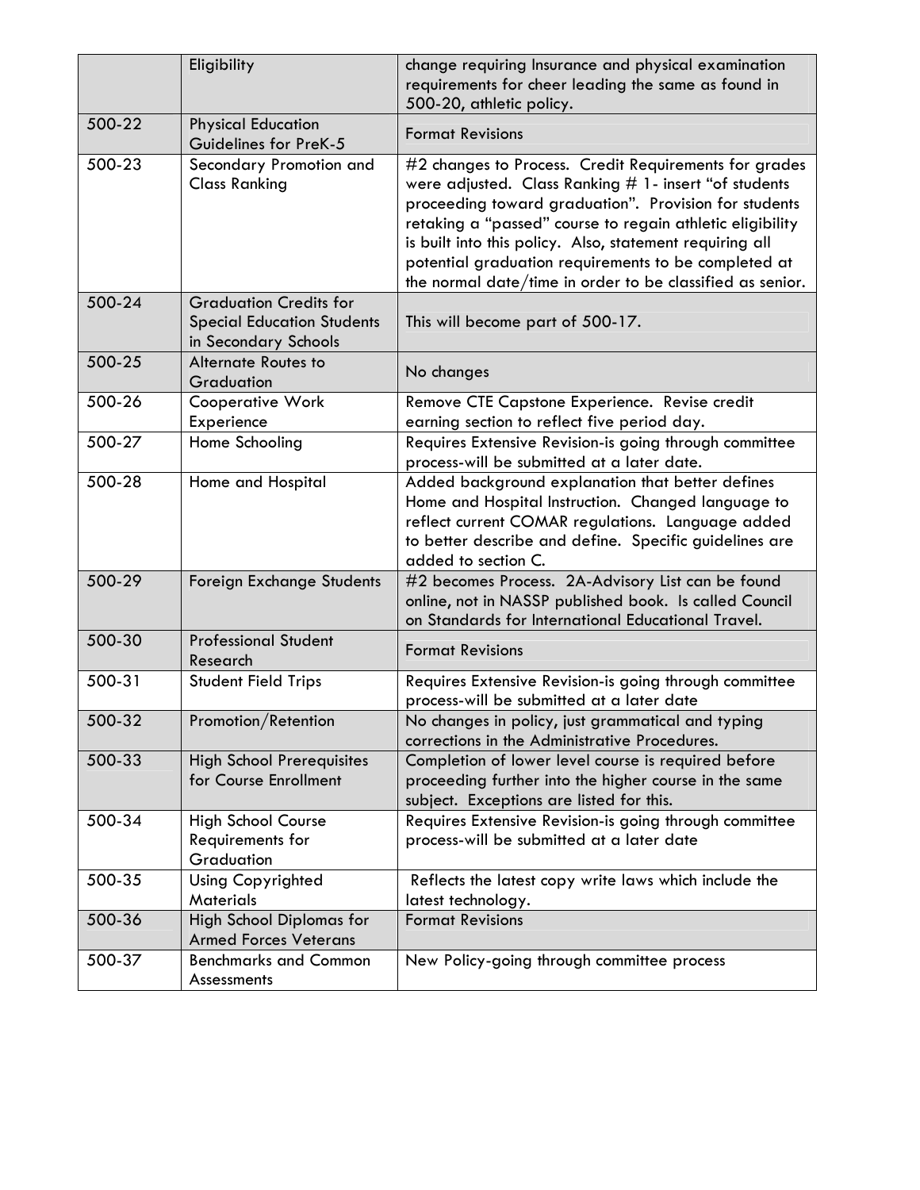| | | |
|---|---|---|
| | Eligibility | change requiring Insurance and physical examination requirements for cheer leading the same as found in 500-20, athletic policy. |
| 500-22 | Physical Education Guidelines for PreK-5 | Format Revisions |
| 500-23 | Secondary Promotion and Class Ranking | #2 changes to Process. Credit Requirements for grades were adjusted. Class Ranking # 1- insert "of students proceeding toward graduation". Provision for students retaking a "passed" course to regain athletic eligibility is built into this policy. Also, statement requiring all potential graduation requirements to be completed at the normal date/time in order to be classified as senior. |
| 500-24 | Graduation Credits for Special Education Students in Secondary Schools | This will become part of 500-17. |
| 500-25 | Alternate Routes to Graduation | No changes |
| 500-26 | Cooperative Work Experience | Remove CTE Capstone Experience. Revise credit earning section to reflect five period day. |
| 500-27 | Home Schooling | Requires Extensive Revision-is going through committee process-will be submitted at a later date. |
| 500-28 | Home and Hospital | Added background explanation that better defines Home and Hospital Instruction. Changed language to reflect current COMAR regulations. Language added to better describe and define. Specific guidelines are added to section C. |
| 500-29 | Foreign Exchange Students | #2 becomes Process. 2A-Advisory List can be found online, not in NASSP published book. Is called Council on Standards for International Educational Travel. |
| 500-30 | Professional Student Research | Format Revisions |
| 500-31 | Student Field Trips | Requires Extensive Revision-is going through committee process-will be submitted at a later date |
| 500-32 | Promotion/Retention | No changes in policy, just grammatical and typing corrections in the Administrative Procedures. |
| 500-33 | High School Prerequisites for Course Enrollment | Completion of lower level course is required before proceeding further into the higher course in the same subject. Exceptions are listed for this. |
| 500-34 | High School Course Requirements for Graduation | Requires Extensive Revision-is going through committee process-will be submitted at a later date |
| 500-35 | Using Copyrighted Materials | Reflects the latest copy write laws which include the latest technology. |
| 500-36 | High School Diplomas for Armed Forces Veterans | Format Revisions |
| 500-37 | Benchmarks and Common Assessments | New Policy-going through committee process |